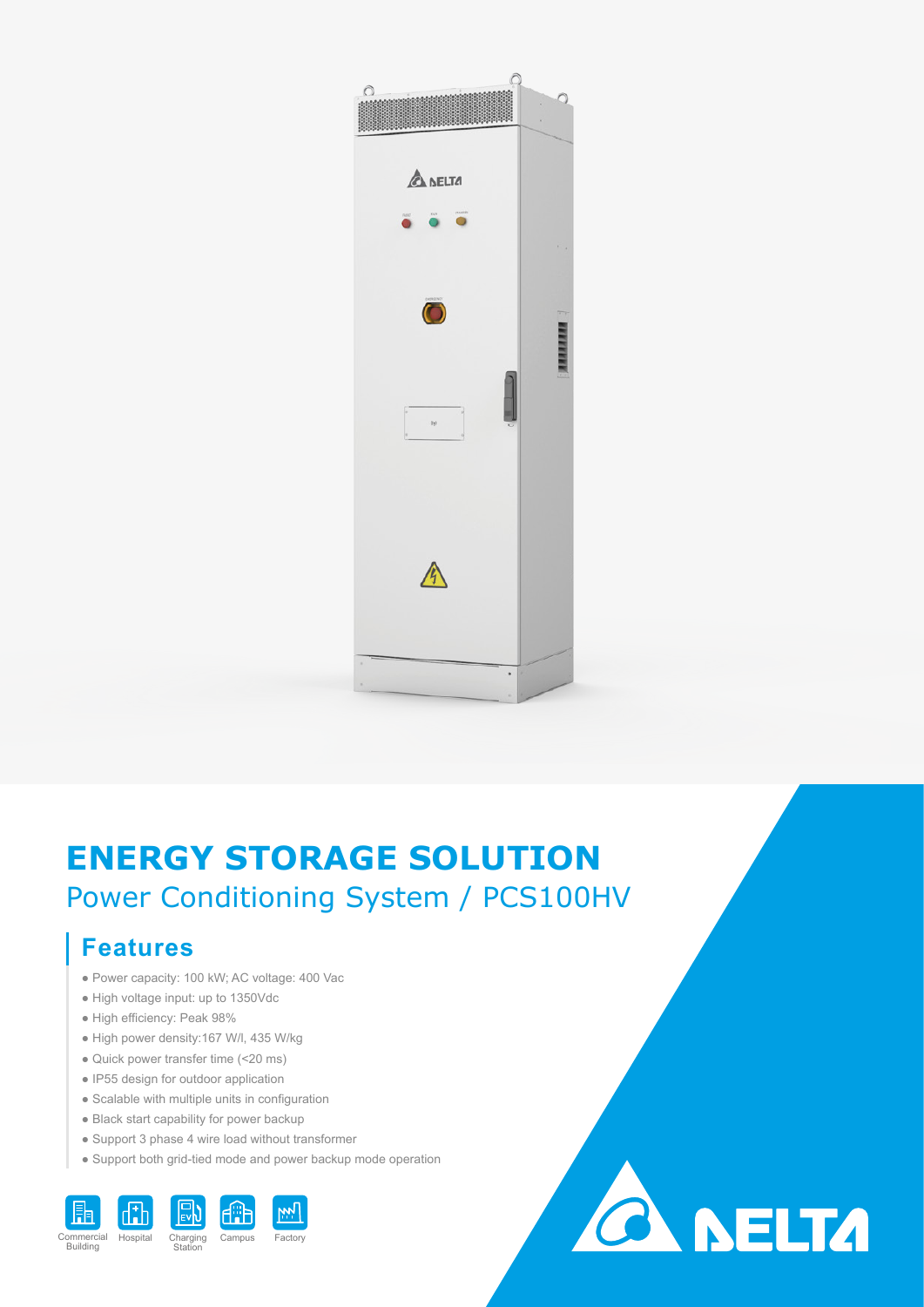# ENERGY STORAGE SOLUTION

## Power Conditioning System / PCS100HV

### Features

- Power capacity: 100 kW; AC voltage: 400 Vac
- High voltage input: up to 1350Vdc
- High efficiency: Peak 98%
- High power density:167 W/l, 435 W/kg
- Quick power transfer time (<20 ms)
- IP55 design for outdoor application
- Scalable with multiple units in configuration
- Black start capability for power backup
- Support 3 phase 4 wire load without transformer
- Support both grid-tied mode and power backup mode operation

Commercial Building | Hospital | Charging Station | Campus | Factory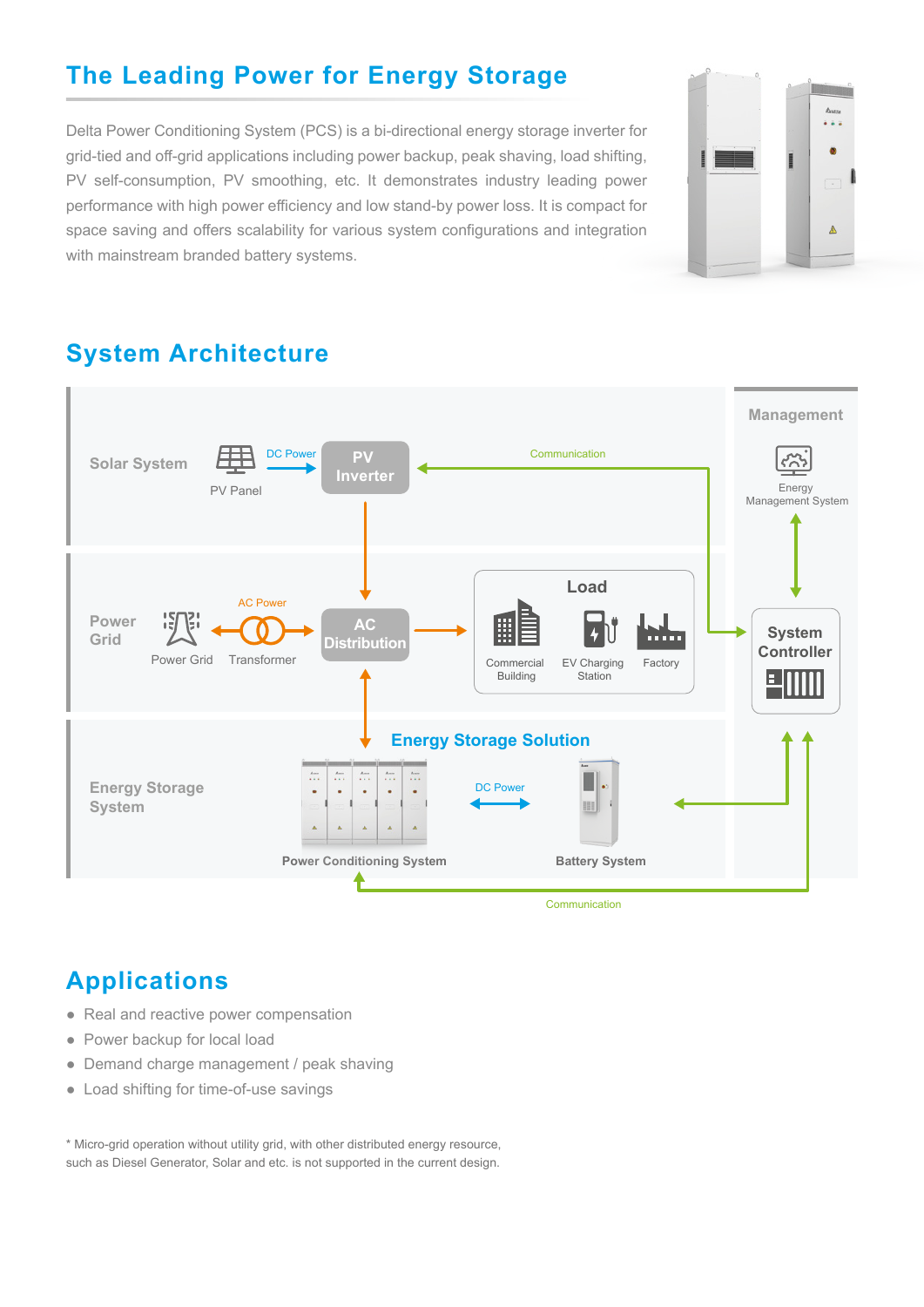## The Leading Power for Energy Storage

Delta Power Conditioning System (PCS) is a bi-directional energy storage inverter for grid-tied and off-grid applications including power backup, peak shaving, load shifting, PV self-consumption, PV smoothing, etc. It demonstrates industry leading power performance with high power efficiency and low stand-by power loss. It is compact for space saving and offers scalability for various system configurations and integration with mainstream branded battery systems.

## System Architecture

Solar System — PV Panel — DC Power — PV Inverter — Communication

Management — Energy Management System

Power Grid — Power Grid — AC Power — Transformer — AC Distribution

Load — Commercial Building — EV Charging Station — Factory

System Controller

Energy Storage System — Energy Storage Solution — Power Conditioning System — DC Power — Battery System

Communication

## Applications

- Real and reactive power compensation
- Power backup for local load
- Demand charge management / peak shaving
- Load shifting for time-of-use savings

* Micro-grid operation without utility grid, with other distributed energy resource, such as Diesel Generator, Solar and etc. is not supported in the current design.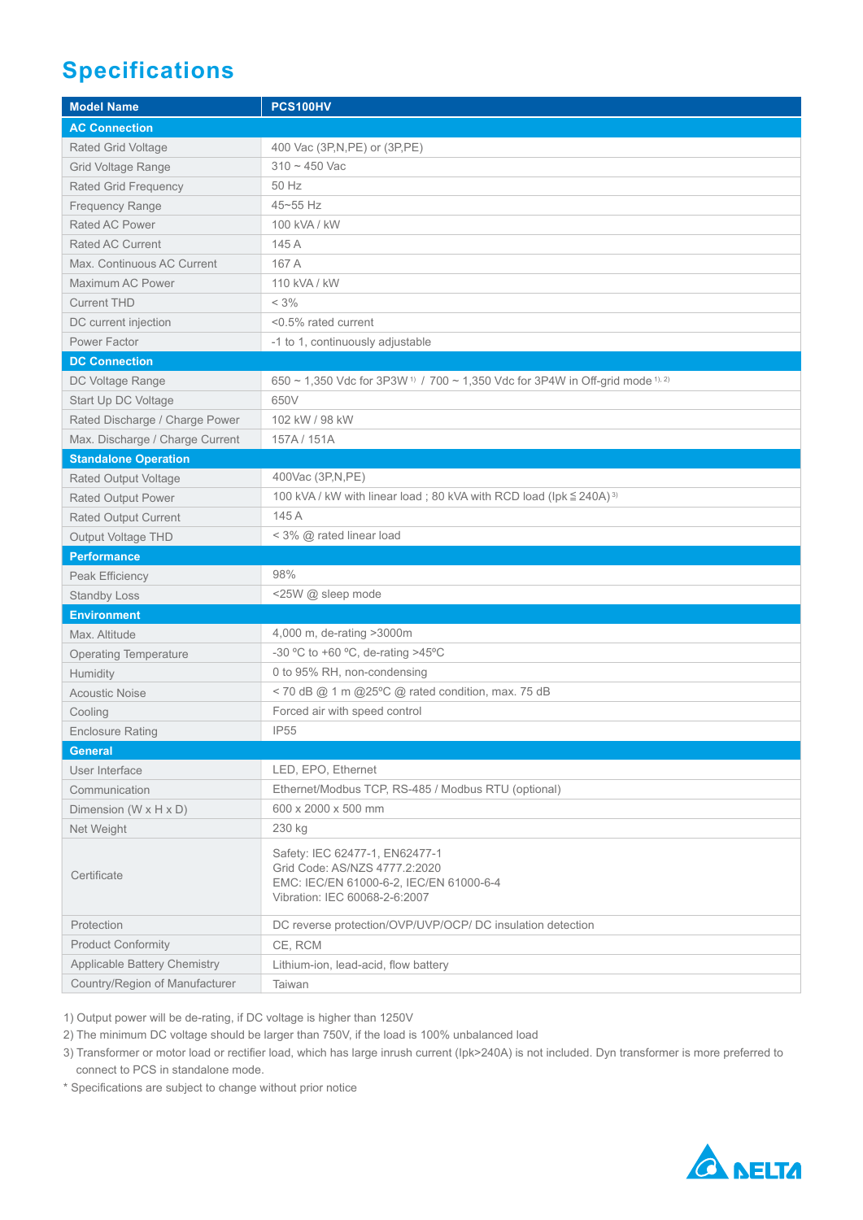# Specifications

| Model Name | PCS100HV |
|---|---|
| **AC Connection** | |
| Rated Grid Voltage | 400 Vac (3P,N,PE) or (3P,PE) |
| Grid Voltage Range | 310 ~ 450 Vac |
| Rated Grid Frequency | 50 Hz |
| Frequency Range | 45~55 Hz |
| Rated AC Power | 100 kVA / kW |
| Rated AC Current | 145 A |
| Max. Continuous AC Current | 167 A |
| Maximum AC Power | 110 kVA / kW |
| Current THD | < 3% |
| DC current injection | <0.5% rated current |
| Power Factor | -1 to 1, continuously adjustable |
| **DC Connection** | |
| DC Voltage Range | 650 ~ 1,350 Vdc for 3P3W [1] / 700 ~ 1,350 Vdc for 3P4W in Off-grid mode [1, 2] |
| Start Up DC Voltage | 650V |
| Rated Discharge / Charge Power | 102 kW / 98 kW |
| Max. Discharge / Charge Current | 157A / 151A |
| **Standalone Operation** | |
| Rated Output Voltage | 400Vac (3P,N,PE) |
| Rated Output Power | 100 kVA / kW with linear load ; 80 kVA with RCD load (Ipk ≦ 240A) [3] |
| Rated Output Current | 145 A |
| Output Voltage THD | < 3% @ rated linear load |
| **Performance** | |
| Peak Efficiency | 98% |
| Standby Loss | <25W @ sleep mode |
| **Environment** | |
| Max. Altitude | 4,000 m, de-rating >3000m |
| Operating Temperature | -30 ºC to +60 ºC, de-rating >45ºC |
| Humidity | 0 to 95% RH, non-condensing |
| Acoustic Noise | < 70 dB @ 1 m @25ºC @ rated condition, max. 75 dB |
| Cooling | Forced air with speed control |
| Enclosure Rating | IP55 |
| **General** | |
| User Interface | LED, EPO, Ethernet |
| Communication | Ethernet/Modbus TCP, RS-485 / Modbus RTU (optional) |
| Dimension (W x H x D) | 600 x 2000 x 500 mm |
| Net Weight | 230 kg |
| Certificate | Safety: IEC 62477-1, EN62477-1<br>Grid Code: AS/NZS 4777.2:2020<br>EMC: IEC/EN 61000-6-2, IEC/EN 61000-6-4<br>Vibration: IEC 60068-2-6:2007 |
| Protection | DC reverse protection/OVP/UVP/OCP/ DC insulation detection |
| Product Conformity | CE, RCM |
| Applicable Battery Chemistry | Lithium-ion, lead-acid, flow battery |
| Country/Region of Manufacturer | Taiwan |

1) Output power will be de-rating, if DC voltage is higher than 1250V

2) The minimum DC voltage should be larger than 750V, if the load is 100% unbalanced load

3) Transformer or motor load or rectifier load, which has large inrush current (Ipk>240A) is not included. Dyn transformer is more preferred to connect to PCS in standalone mode.

* Specifications are subject to change without prior notice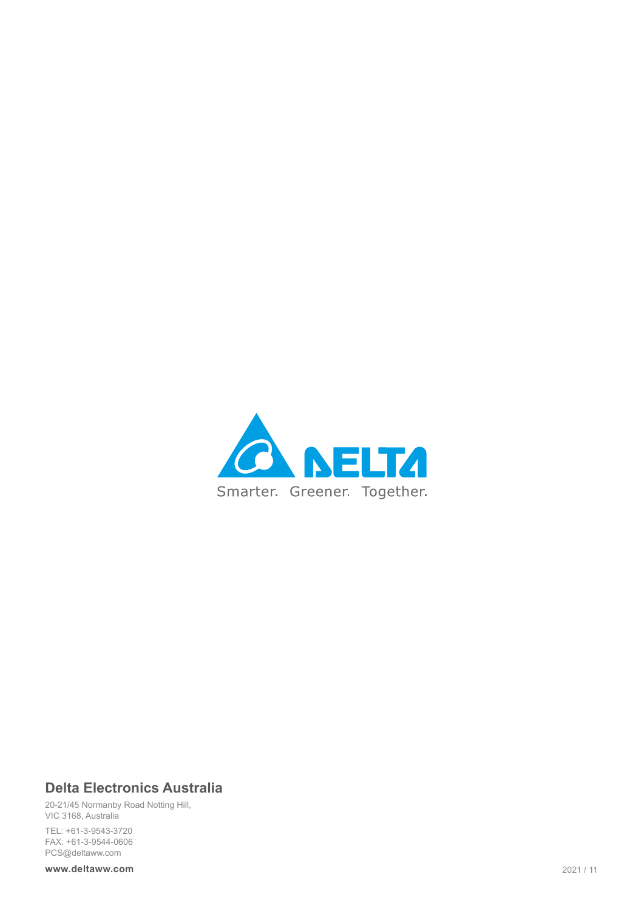Smarter. Greener. Together.

**Delta Electronics Australia**

20-21/45 Normanby Road Notting Hill,
VIC 3168, Australia

TEL: +61-3-9543-3720
FAX: +61-3-9544-0606
PCS@deltaww.com

**www.deltaww.com**

2021 / 11